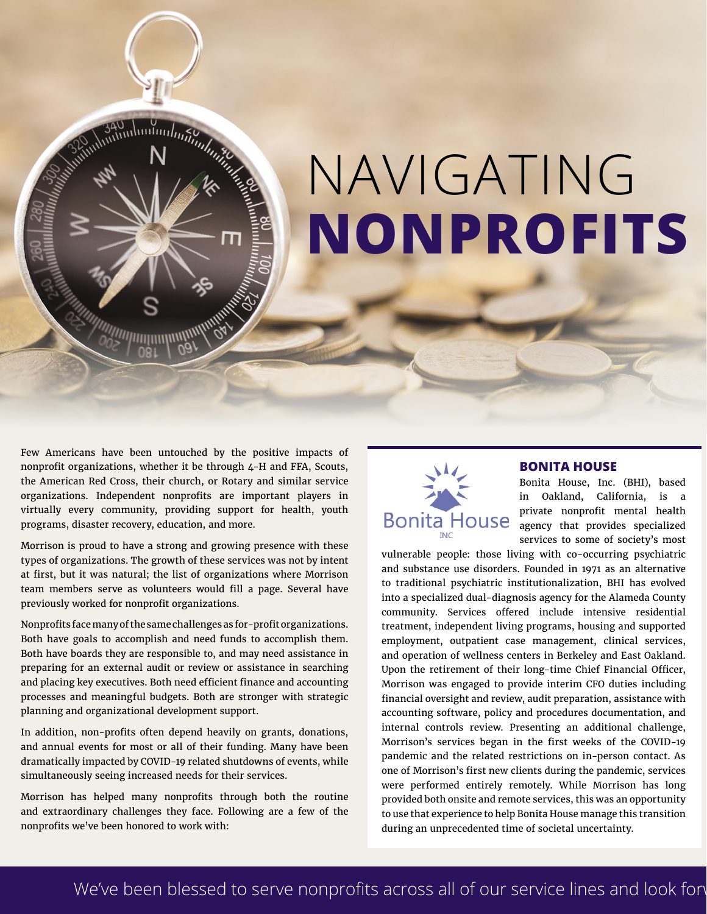# NAVIGATING **NONPROFITS**

Few Americans have been untouched by the positive impacts of nonprofit organizations, whether it be through 4-H and FFA, Scouts, the American Red Cross, their church, or Rotary and similar service organizations. Independent nonprofits are important players in virtually every community, providing support for health, youth programs, disaster recovery, education, and more.

Morrison is proud to have a strong and growing presence with these types of organizations. The growth of these services was not by intent at first, but it was natural; the list of organizations where Morrison team members serve as volunteers would fill a page. Several have previously worked for nonprofit organizations.

Nonprofits face many of the same challenges as for-profit organizations. Both have goals to accomplish and need funds to accomplish them. Both have boards they are responsible to, and may need assistance in preparing for an external audit or review or assistance in searching and placing key executives. Both need efficient finance and accounting processes and meaningful budgets. Both are stronger with strategic planning and organizational development support.

In addition, non-profits often depend heavily on grants, donations, and annual events for most or all of their funding. Many have been dramatically impacted by COVID-19 related shutdowns of events, while simultaneously seeing increased needs for their services.

Morrison has helped many nonprofits through both the routine and extraordinary challenges they face. Following are a few of the nonprofits we've been honored to work with:

## BONITA HOUSE

Bonita House INC

Bonita House, Inc. (BHI), based in Oakland, California, is a private nonprofit mental health agency that provides specialized services to some of society's most vulnerable people: those living with co-occurring psychiatric and substance use disorders. Founded in 1971 as an alternative to traditional psychiatric institutionalization, BHI has evolved into a specialized dual-diagnosis agency for the Alameda County community. Services offered include intensive residential treatment, independent living programs, housing and supported employment, outpatient case management, clinical services, and operation of wellness centers in Berkeley and East Oakland. Upon the retirement of their long-time Chief Financial Officer, Morrison was engaged to provide interim CFO duties including financial oversight and review, audit preparation, assistance with accounting software, policy and procedures documentation, and internal controls review. Presenting an additional challenge, Morrison's services began in the first weeks of the COVID-19 pandemic and the related restrictions on in-person contact. As one of Morrison's first new clients during the pandemic, services were performed entirely remotely. While Morrison has long provided both onsite and remote services, this was an opportunity to use that experience to help Bonita House manage this transition during an unprecedented time of societal uncertainty.

We've been blessed to serve nonprofits across all of our service lines and look forv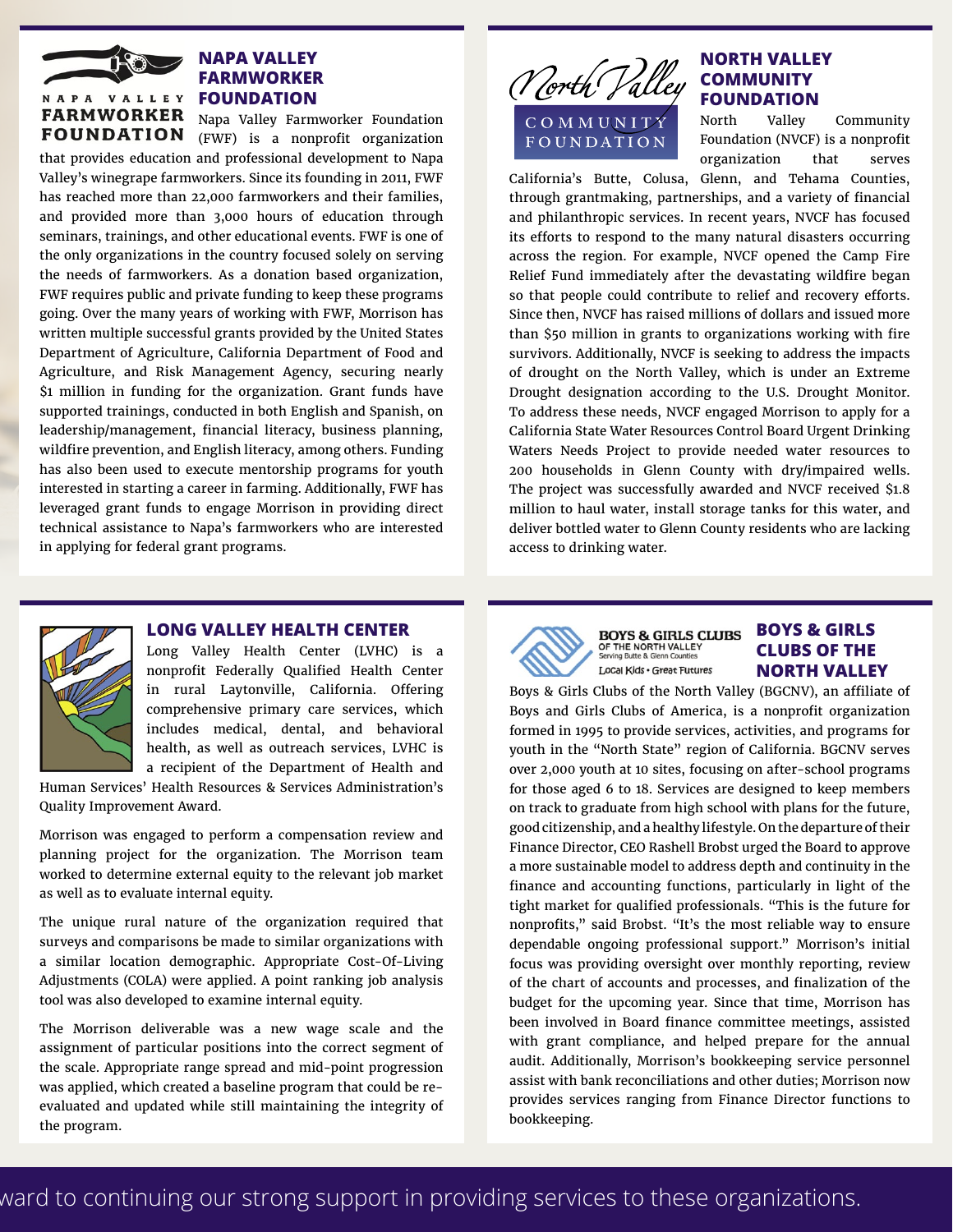## NAPA VALLEY FARMWORKER FOUNDATION

Napa Valley Farmworker Foundation (FWF) is a nonprofit organization that provides education and professional development to Napa Valley's winegrape farmworkers. Since its founding in 2011, FWF has reached more than 22,000 farmworkers and their families, and provided more than 3,000 hours of education through seminars, trainings, and other educational events. FWF is one of the only organizations in the country focused solely on serving the needs of farmworkers. As a donation based organization, FWF requires public and private funding to keep these programs going. Over the many years of working with FWF, Morrison has written multiple successful grants provided by the United States Department of Agriculture, California Department of Food and Agriculture, and Risk Management Agency, securing nearly $1 million in funding for the organization. Grant funds have supported trainings, conducted in both English and Spanish, on leadership/management, financial literacy, business planning, wildfire prevention, and English literacy, among others. Funding has also been used to execute mentorship programs for youth interested in starting a career in farming. Additionally, FWF has leveraged grant funds to engage Morrison in providing direct technical assistance to Napa's farmworkers who are interested in applying for federal grant programs.

## NORTH VALLEY COMMUNITY FOUNDATION

North Valley Community Foundation (NVCF) is a nonprofit organization that serves California's Butte, Colusa, Glenn, and Tehama Counties, through grantmaking, partnerships, and a variety of financial and philanthropic services. In recent years, NVCF has focused its efforts to respond to the many natural disasters occurring across the region. For example, NVCF opened the Camp Fire Relief Fund immediately after the devastating wildfire began so that people could contribute to relief and recovery efforts. Since then, NVCF has raised millions of dollars and issued more than $50 million in grants to organizations working with fire survivors. Additionally, NVCF is seeking to address the impacts of drought on the North Valley, which is under an Extreme Drought designation according to the U.S. Drought Monitor. To address these needs, NVCF engaged Morrison to apply for a California State Water Resources Control Board Urgent Drinking Waters Needs Project to provide needed water resources to 200 households in Glenn County with dry/impaired wells. The project was successfully awarded and NVCF received $1.8 million to haul water, install storage tanks for this water, and deliver bottled water to Glenn County residents who are lacking access to drinking water.

## LONG VALLEY HEALTH CENTER

Long Valley Health Center (LVHC) is a nonprofit Federally Qualified Health Center in rural Laytonville, California. Offering comprehensive primary care services, which includes medical, dental, and behavioral health, as well as outreach services, LVHC is a recipient of the Department of Health and Human Services' Health Resources & Services Administration's Quality Improvement Award.

Morrison was engaged to perform a compensation review and planning project for the organization. The Morrison team worked to determine external equity to the relevant job market as well as to evaluate internal equity.

The unique rural nature of the organization required that surveys and comparisons be made to similar organizations with a similar location demographic. Appropriate Cost-Of-Living Adjustments (COLA) were applied. A point ranking job analysis tool was also developed to examine internal equity.

The Morrison deliverable was a new wage scale and the assignment of particular positions into the correct segment of the scale. Appropriate range spread and mid-point progression was applied, which created a baseline program that could be re-evaluated and updated while still maintaining the integrity of the program.

## BOYS & GIRLS CLUBS OF THE NORTH VALLEY

Boys & Girls Clubs of the North Valley (BGCNV), an affiliate of Boys and Girls Clubs of America, is a nonprofit organization formed in 1995 to provide services, activities, and programs for youth in the "North State" region of California. BGCNV serves over 2,000 youth at 10 sites, focusing on after-school programs for those aged 6 to 18. Services are designed to keep members on track to graduate from high school with plans for the future, good citizenship, and a healthy lifestyle. On the departure of their Finance Director, CEO Rashell Brobst urged the Board to approve a more sustainable model to address depth and continuity in the finance and accounting functions, particularly in light of the tight market for qualified professionals. "This is the future for nonprofits," said Brobst. "It's the most reliable way to ensure dependable ongoing professional support." Morrison's initial focus was providing oversight over monthly reporting, review of the chart of accounts and processes, and finalization of the budget for the upcoming year. Since that time, Morrison has been involved in Board finance committee meetings, assisted with grant compliance, and helped prepare for the annual audit. Additionally, Morrison's bookkeeping service personnel assist with bank reconciliations and other duties; Morrison now provides services ranging from Finance Director functions to bookkeeping.

ward to continuing our strong support in providing services to these organizations.